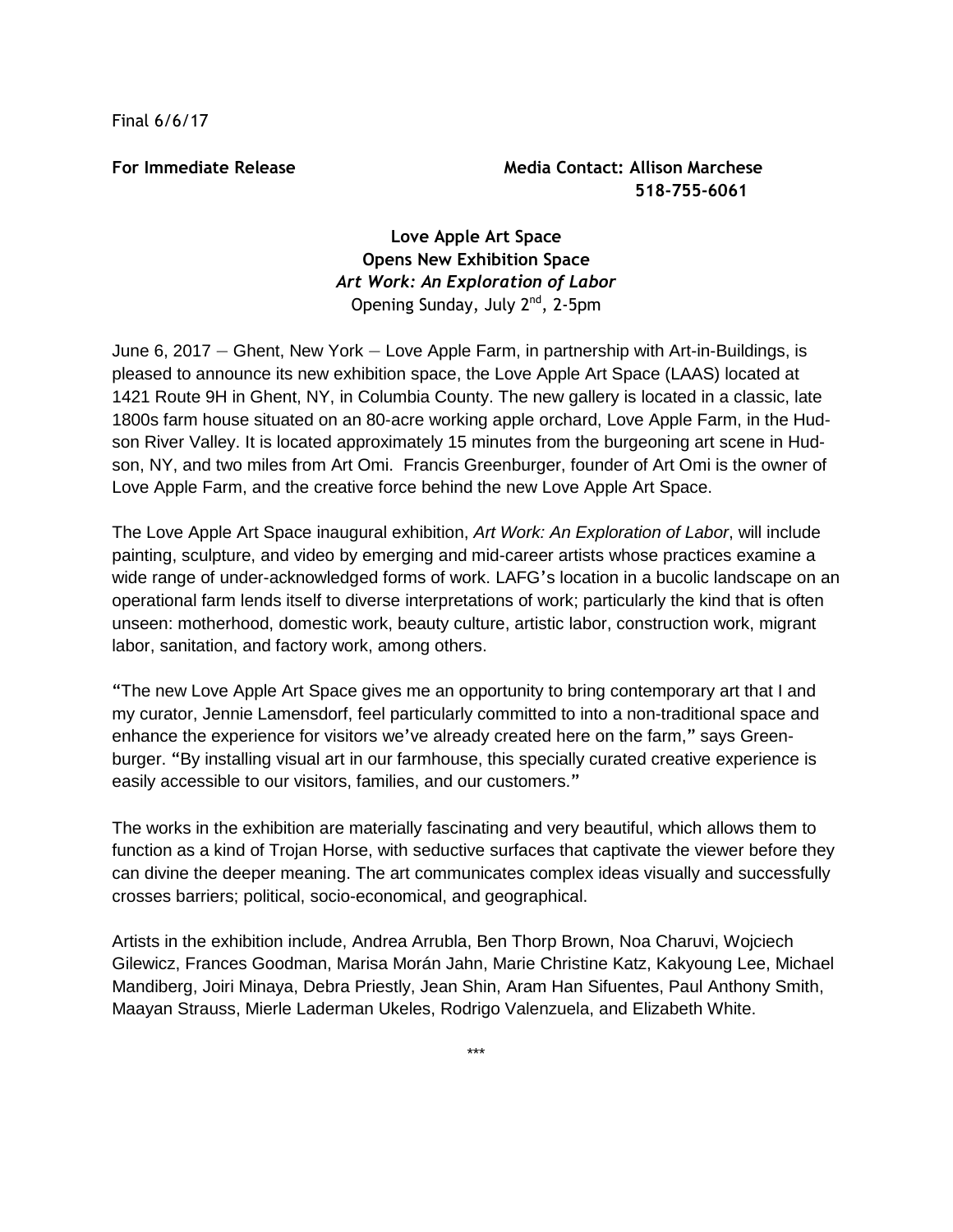Final 6/6/17

**For Immediate Release** **Media Contact: Allison Marchese**
**518-755-6061**

**Love Apple Art Space**
**Opens New Exhibition Space**
***Art Work: An Exploration of Labor***
Opening Sunday, July 2nd, 2-5pm

June 6, 2017 – Ghent, New York – Love Apple Farm, in partnership with Art-in-Buildings, is pleased to announce its new exhibition space, the Love Apple Art Space (LAAS) located at 1421 Route 9H in Ghent, NY, in Columbia County. The new gallery is located in a classic, late 1800s farm house situated on an 80-acre working apple orchard, Love Apple Farm, in the Hudson River Valley. It is located approximately 15 minutes from the burgeoning art scene in Hudson, NY, and two miles from Art Omi. Francis Greenburger, founder of Art Omi is the owner of Love Apple Farm, and the creative force behind the new Love Apple Art Space.

The Love Apple Art Space inaugural exhibition, *Art Work: An Exploration of Labor*, will include painting, sculpture, and video by emerging and mid-career artists whose practices examine a wide range of under-acknowledged forms of work. LAFG's location in a bucolic landscape on an operational farm lends itself to diverse interpretations of work; particularly the kind that is often unseen: motherhood, domestic work, beauty culture, artistic labor, construction work, migrant labor, sanitation, and factory work, among others.

"The new Love Apple Art Space gives me an opportunity to bring contemporary art that I and my curator, Jennie Lamensdorf, feel particularly committed to into a non-traditional space and enhance the experience for visitors we've already created here on the farm," says Greenburger. "By installing visual art in our farmhouse, this specially curated creative experience is easily accessible to our visitors, families, and our customers."

The works in the exhibition are materially fascinating and very beautiful, which allows them to function as a kind of Trojan Horse, with seductive surfaces that captivate the viewer before they can divine the deeper meaning. The art communicates complex ideas visually and successfully crosses barriers; political, socio-economical, and geographical.

Artists in the exhibition include, Andrea Arrubla, Ben Thorp Brown, Noa Charuvi, Wojciech Gilewicz, Frances Goodman, Marisa Morán Jahn, Marie Christine Katz, Kakyoung Lee, Michael Mandiberg, Joiri Minaya, Debra Priestly, Jean Shin, Aram Han Sifuentes, Paul Anthony Smith, Maayan Strauss, Mierle Laderman Ukeles, Rodrigo Valenzuela, and Elizabeth White.

***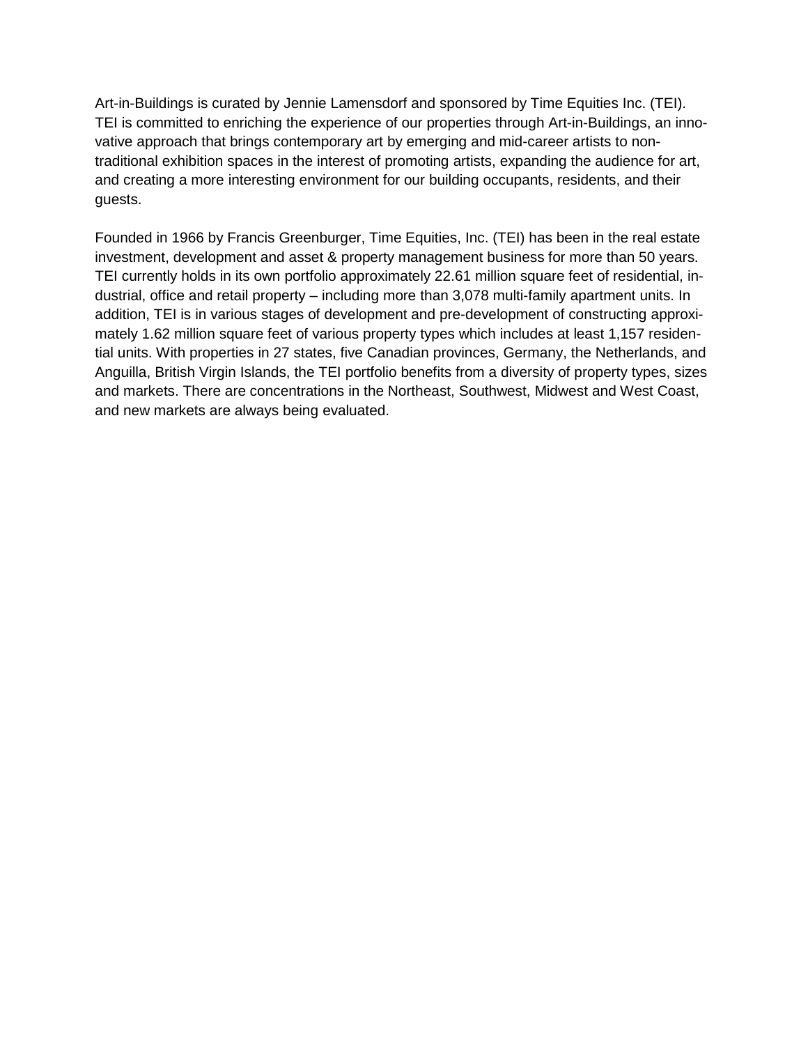Art-in-Buildings is curated by Jennie Lamensdorf and sponsored by Time Equities Inc. (TEI). TEI is committed to enriching the experience of our properties through Art-in-Buildings, an innovative approach that brings contemporary art by emerging and mid-career artists to non-traditional exhibition spaces in the interest of promoting artists, expanding the audience for art, and creating a more interesting environment for our building occupants, residents, and their guests.

Founded in 1966 by Francis Greenburger, Time Equities, Inc. (TEI) has been in the real estate investment, development and asset & property management business for more than 50 years. TEI currently holds in its own portfolio approximately 22.61 million square feet of residential, industrial, office and retail property – including more than 3,078 multi-family apartment units. In addition, TEI is in various stages of development and pre-development of constructing approximately 1.62 million square feet of various property types which includes at least 1,157 residential units. With properties in 27 states, five Canadian provinces, Germany, the Netherlands, and Anguilla, British Virgin Islands, the TEI portfolio benefits from a diversity of property types, sizes and markets. There are concentrations in the Northeast, Southwest, Midwest and West Coast, and new markets are always being evaluated.